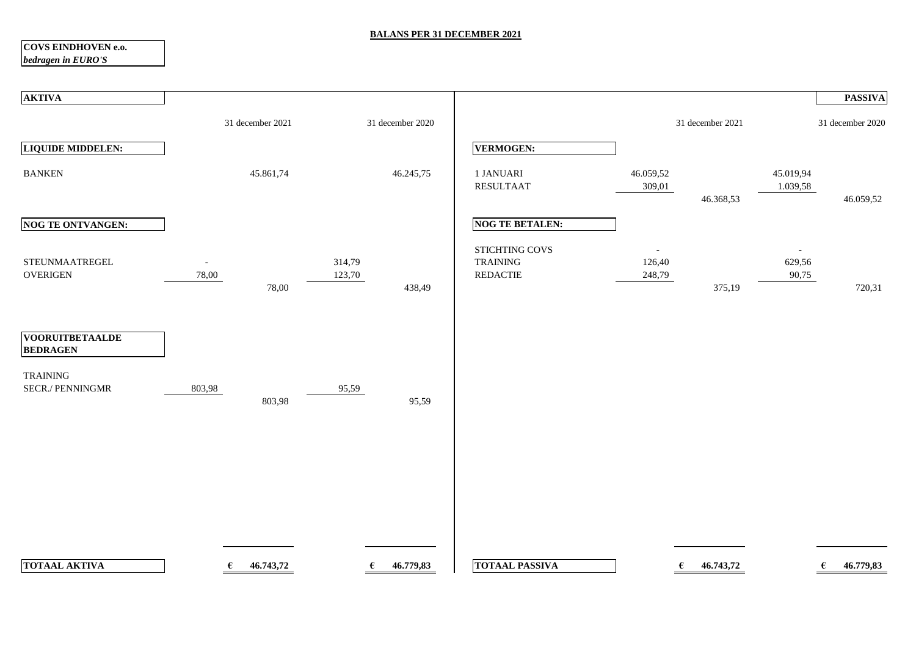# BALANS PER 31 DECEMBER 2021

**COVS EINDHOVEN e.o.**
***bedragen in EURO'S***

| **AKTIVA** | | 31 december 2021 | | 31 december 2020 |
|---|---|---|---|---|
| **LIQUIDE MIDDELEN:** | | | | |
| BANKEN | | 45.861,74 | | 46.245,75 |
| **NOG TE ONTVANGEN:** | | | | |
| STEUNMAATREGEL | - | | 314,79 | |
| OVERIGEN | 78,00 | | 123,70 | |
| | | 78,00 | | 438,49 |
| **VOORUITBETAALDE BEDRAGEN** | | | | |
| TRAINING | | | | |
| SECR./ PENNINGMR | 803,98 | | 95,59 | |
| | | 803,98 | | 95,59 |
| **TOTAAL AKTIVA** | | **€ 46.743,72** | | **€ 46.779,83** |

| | | 31 december 2021 | | 31 december 2020 |
|---|---|---|---|---|
| **VERMOGEN:** | | | | |
| 1 JANUARI | 46.059,52 | | 45.019,94 | |
| RESULTAAT | 309,01 | | 1.039,58 | |
| | | 46.368,53 | | 46.059,52 |
| **NOG TE BETALEN:** | | | | |
| STICHTING COVS | - | | - | |
| TRAINING | 126,40 | | 629,56 | |
| REDACTIE | 248,79 | | 90,75 | |
| | | 375,19 | | 720,31 |
| **TOTAAL PASSIVA** | | **€ 46.743,72** | | **€ 46.779,83** |

**PASSIVA**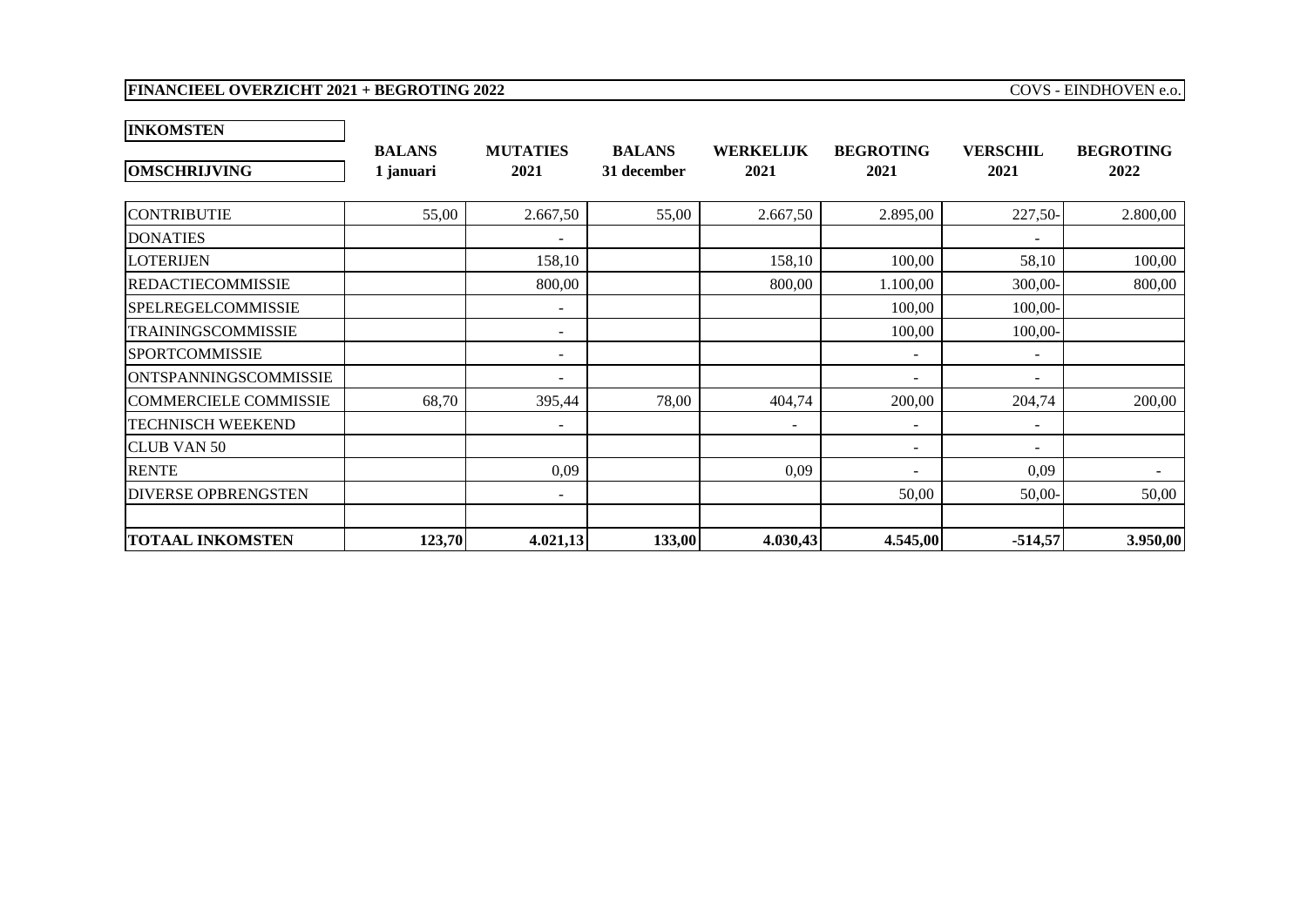**FINANCIEEL OVERZICHT 2021 + BEGROTING 2022** COVS - EINDHOVEN e.o.

**INKOMSTEN**

| **OMSCHRIJVING** | **BALANS 1 januari** | **MUTATIES 2021** | **BALANS 31 december** | **WERKELIJK 2021** | **BEGROTING 2021** | **VERSCHIL 2021** | **BEGROTING 2022** |
|---|---|---|---|---|---|---|---|
| CONTRIBUTIE | 55,00 | 2.667,50 | 55,00 | 2.667,50 | 2.895,00 | 227,50- | 2.800,00 |
| DONATIES | | - | | | | - | |
| LOTERIJEN | | 158,10 | | 158,10 | 100,00 | 58,10 | 100,00 |
| REDACTIECOMMISSIE | | 800,00 | | 800,00 | 1.100,00 | 300,00- | 800,00 |
| SPELREGELCOMMISSIE | | - | | | 100,00 | 100,00- | |
| TRAININGSCOMMISSIE | | - | | | 100,00 | 100,00- | |
| SPORTCOMMISSIE | | - | | | - | - | |
| ONTSPANNINGSCOMMISSIE | | - | | | - | - | |
| COMMERCIELE COMMISSIE | 68,70 | 395,44 | 78,00 | 404,74 | 200,00 | 204,74 | 200,00 |
| TECHNISCH WEEKEND | | - | | - | - | - | |
| CLUB VAN 50 | | | | | - | - | |
| RENTE | | 0,09 | | 0,09 | - | 0,09 | - |
| DIVERSE OPBRENGSTEN | | - | | | 50,00 | 50,00- | 50,00 |
| | | | | | | | |
| **TOTAAL INKOMSTEN** | **123,70** | **4.021,13** | **133,00** | **4.030,43** | **4.545,00** | **-514,57** | **3.950,00** |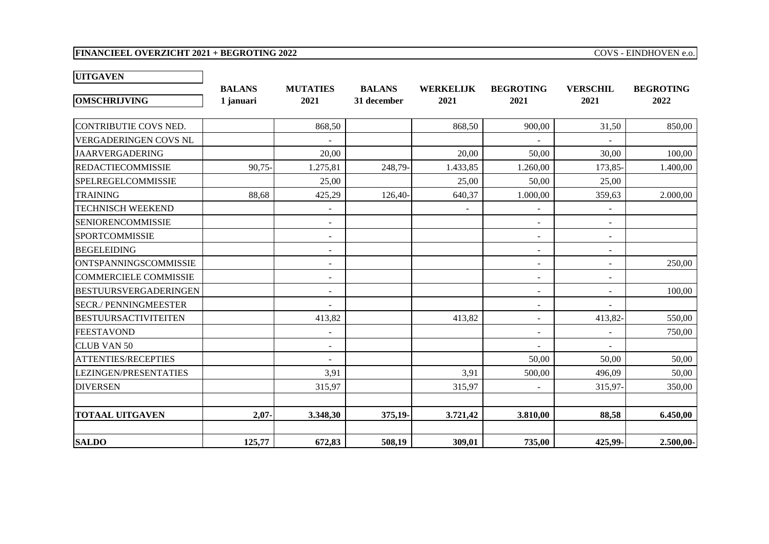**FINANCIEEL OVERZICHT 2021 + BEGROTING 2022** COVS - EINDHOVEN e.o.

**UITGAVEN**

| **OMSCHRIJVING** | **BALANS 1 januari** | **MUTATIES 2021** | **BALANS 31 december** | **WERKELIJK 2021** | **BEGROTING 2021** | **VERSCHIL 2021** | **BEGROTING 2022** |
|---|---|---|---|---|---|---|---|
| CONTRIBUTIE COVS NED. | | 868,50 | | 868,50 | 900,00 | 31,50 | 850,00 |
| VERGADERINGEN COVS NL | | - | | | - | - | |
| JAARVERGADERING | | 20,00 | | 20,00 | 50,00 | 30,00 | 100,00 |
| REDACTIECOMMISSIE | 90,75- | 1.275,81 | 248,79- | 1.433,85 | 1.260,00 | 173,85- | 1.400,00 |
| SPELREGELCOMMISSIE | | 25,00 | | 25,00 | 50,00 | 25,00 | |
| TRAINING | 88,68 | 425,29 | 126,40- | 640,37 | 1.000,00 | 359,63 | 2.000,00 |
| TECHNISCH WEEKEND | | - | | - | - | - | |
| SENIORENCOMMISSIE | | - | | | - | - | |
| SPORTCOMMISSIE | | - | | | - | - | |
| BEGELEIDING | | - | | | - | - | |
| ONTSPANNINGSCOMMISSIE | | - | | | - | - | 250,00 |
| COMMERCIELE COMMISSIE | | - | | | - | - | |
| BESTUURSVERGADERINGEN | | - | | | - | - | 100,00 |
| SECR./ PENNINGMEESTER | | - | | | - | - | |
| BESTUURSACTIVITEITEN | | 413,82 | | 413,82 | - | 413,82- | 550,00 |
| FEESTAVOND | | - | | | - | - | 750,00 |
| CLUB VAN 50 | | - | | | - | - | |
| ATTENTIES/RECEPTIES | | - | | | 50,00 | 50,00 | 50,00 |
| LEZINGEN/PRESENTATIES | | 3,91 | | 3,91 | 500,00 | 496,09 | 50,00 |
| DIVERSEN | | 315,97 | | 315,97 | - | 315,97- | 350,00 |
| | | | | | | | |
| **TOTAAL UITGAVEN** | **2,07-** | **3.348,30** | **375,19-** | **3.721,42** | **3.810,00** | **88,58** | **6.450,00** |
| | | | | | | | |
| **SALDO** | **125,77** | **672,83** | **508,19** | **309,01** | **735,00** | **425,99-** | **2.500,00-** |